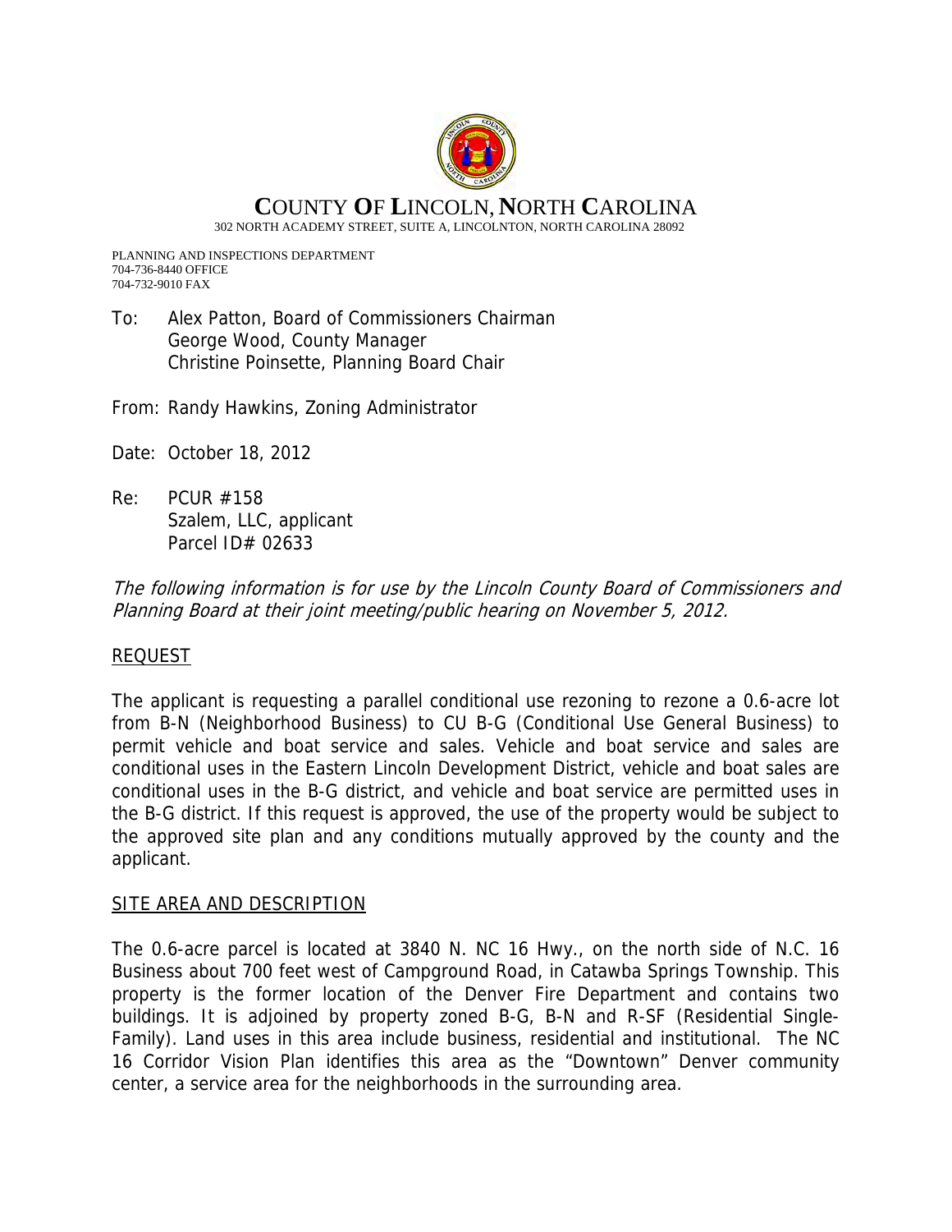# COUNTY OF LINCOLN, NORTH CAROLINA

302 NORTH ACADEMY STREET, SUITE A, LINCOLNTON, NORTH CAROLINA 28092

PLANNING AND INSPECTIONS DEPARTMENT
704-736-8440 OFFICE
704-732-9010 FAX

To: Alex Patton, Board of Commissioners Chairman
George Wood, County Manager
Christine Poinsette, Planning Board Chair

From: Randy Hawkins, Zoning Administrator

Date: October 18, 2012

Re: PCUR #158
Szalem, LLC, applicant
Parcel ID# 02633

*The following information is for use by the Lincoln County Board of Commissioners and Planning Board at their joint meeting/public hearing on November 5, 2012.*

## REQUEST

The applicant is requesting a parallel conditional use rezoning to rezone a 0.6-acre lot from B-N (Neighborhood Business) to CU B-G (Conditional Use General Business) to permit vehicle and boat service and sales. Vehicle and boat service and sales are conditional uses in the Eastern Lincoln Development District, vehicle and boat sales are conditional uses in the B-G district, and vehicle and boat service are permitted uses in the B-G district. If this request is approved, the use of the property would be subject to the approved site plan and any conditions mutually approved by the county and the applicant.

## SITE AREA AND DESCRIPTION

The 0.6-acre parcel is located at 3840 N. NC 16 Hwy., on the north side of N.C. 16 Business about 700 feet west of Campground Road, in Catawba Springs Township. This property is the former location of the Denver Fire Department and contains two buildings. It is adjoined by property zoned B-G, B-N and R-SF (Residential Single-Family). Land uses in this area include business, residential and institutional. The NC 16 Corridor Vision Plan identifies this area as the "Downtown" Denver community center, a service area for the neighborhoods in the surrounding area.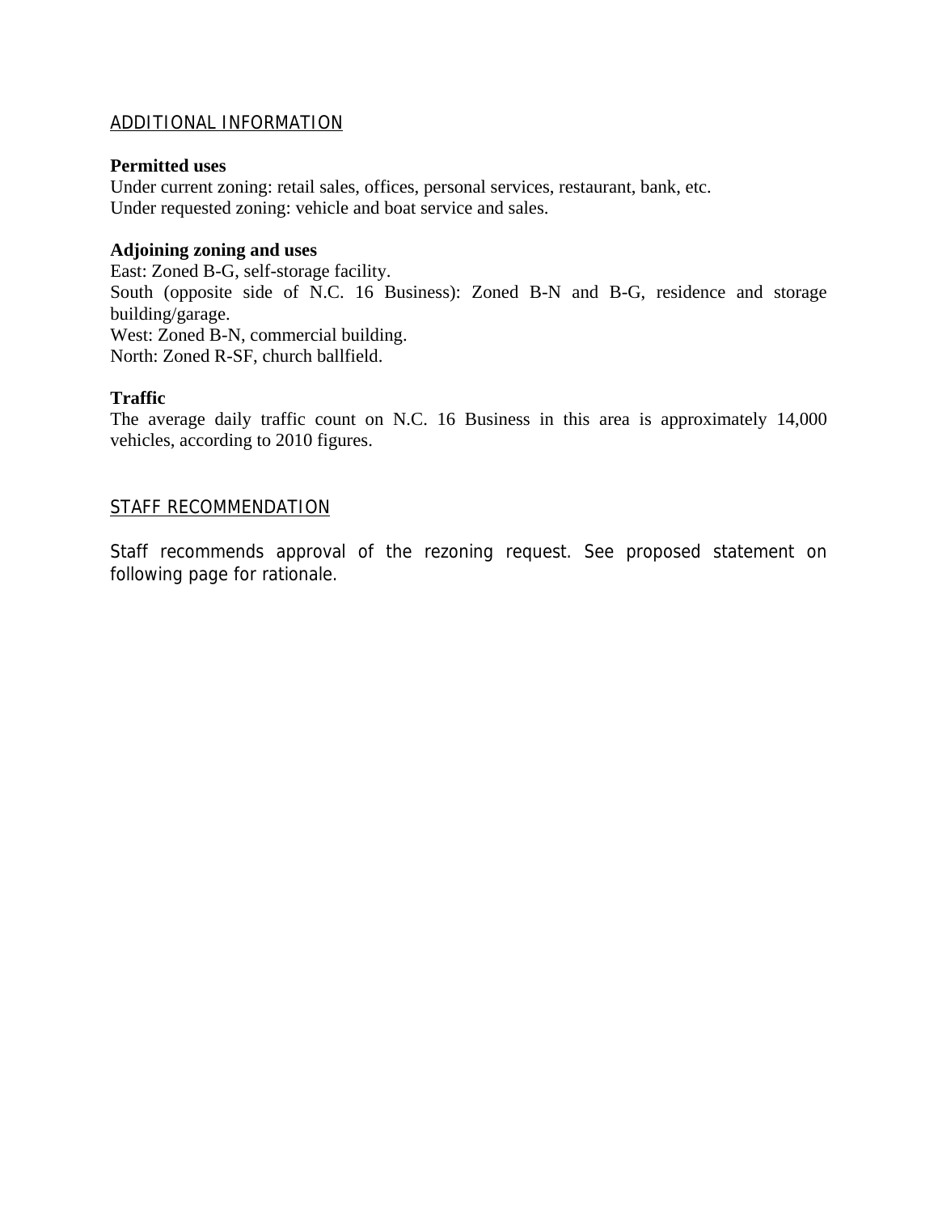## ADDITIONAL INFORMATION

**Permitted uses**
Under current zoning: retail sales, offices, personal services, restaurant, bank, etc.
Under requested zoning: vehicle and boat service and sales.

**Adjoining zoning and uses**
East: Zoned B-G, self-storage facility.
South (opposite side of N.C. 16 Business): Zoned B-N and B-G, residence and storage building/garage.
West: Zoned B-N, commercial building.
North: Zoned R-SF, church ballfield.

**Traffic**
The average daily traffic count on N.C. 16 Business in this area is approximately 14,000 vehicles, according to 2010 figures.

## STAFF RECOMMENDATION

Staff recommends approval of the rezoning request. See proposed statement on following page for rationale.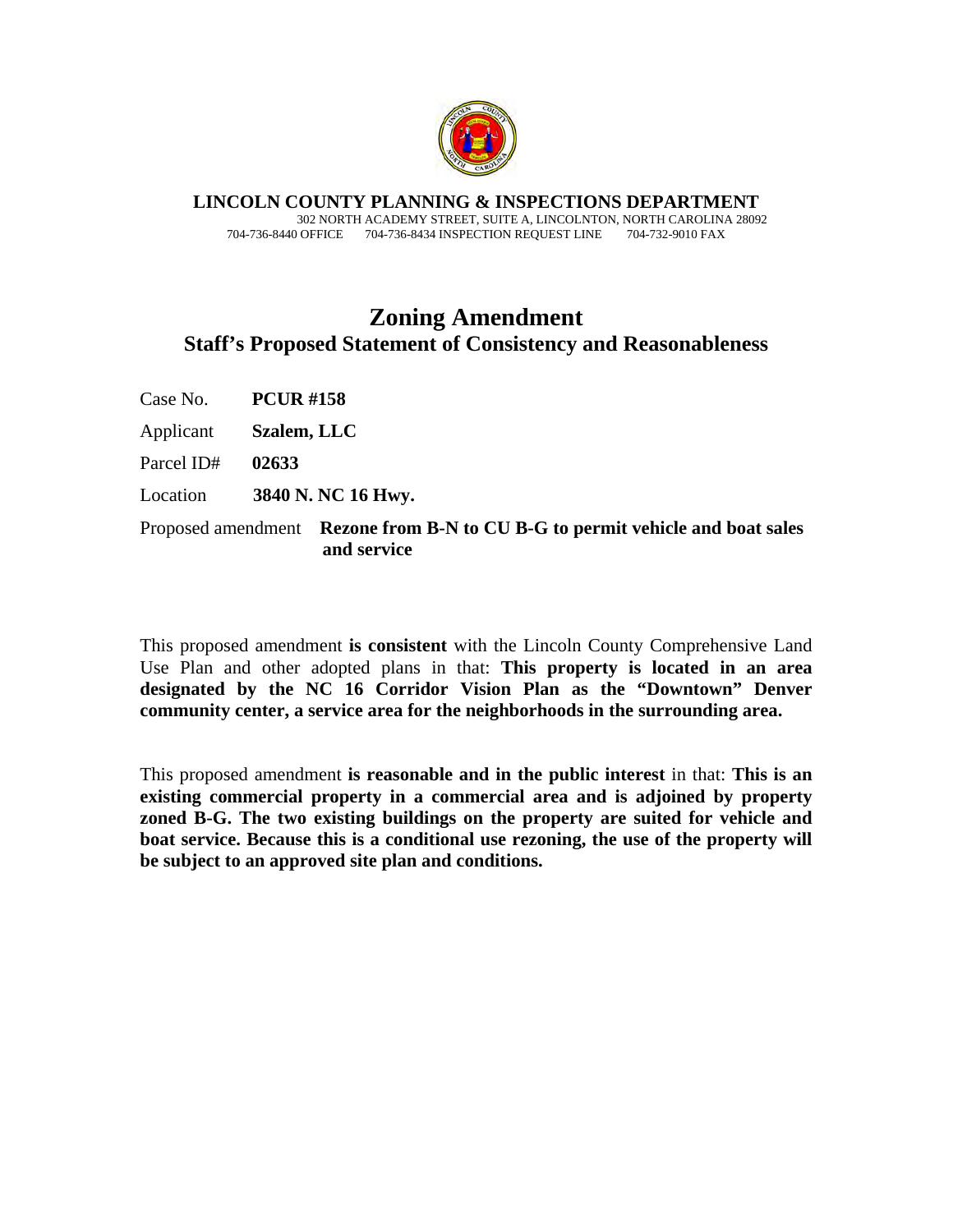**LINCOLN COUNTY PLANNING & INSPECTIONS DEPARTMENT**
302 NORTH ACADEMY STREET, SUITE A, LINCOLNTON, NORTH CAROLINA 28092
704-736-8440 OFFICE 704-736-8434 INSPECTION REQUEST LINE 704-732-9010 FAX

# Zoning Amendment

## Staff's Proposed Statement of Consistency and Reasonableness

Case No. **PCUR #158**

Applicant **Szalem, LLC**

Parcel ID# **02633**

Location **3840 N. NC 16 Hwy.**

Proposed amendment **Rezone from B-N to CU B-G to permit vehicle and boat sales and service**

This proposed amendment **is consistent** with the Lincoln County Comprehensive Land Use Plan and other adopted plans in that: **This property is located in an area designated by the NC 16 Corridor Vision Plan as the "Downtown" Denver community center, a service area for the neighborhoods in the surrounding area.**

This proposed amendment **is reasonable and in the public interest** in that: **This is an existing commercial property in a commercial area and is adjoined by property zoned B-G. The two existing buildings on the property are suited for vehicle and boat service. Because this is a conditional use rezoning, the use of the property will be subject to an approved site plan and conditions.**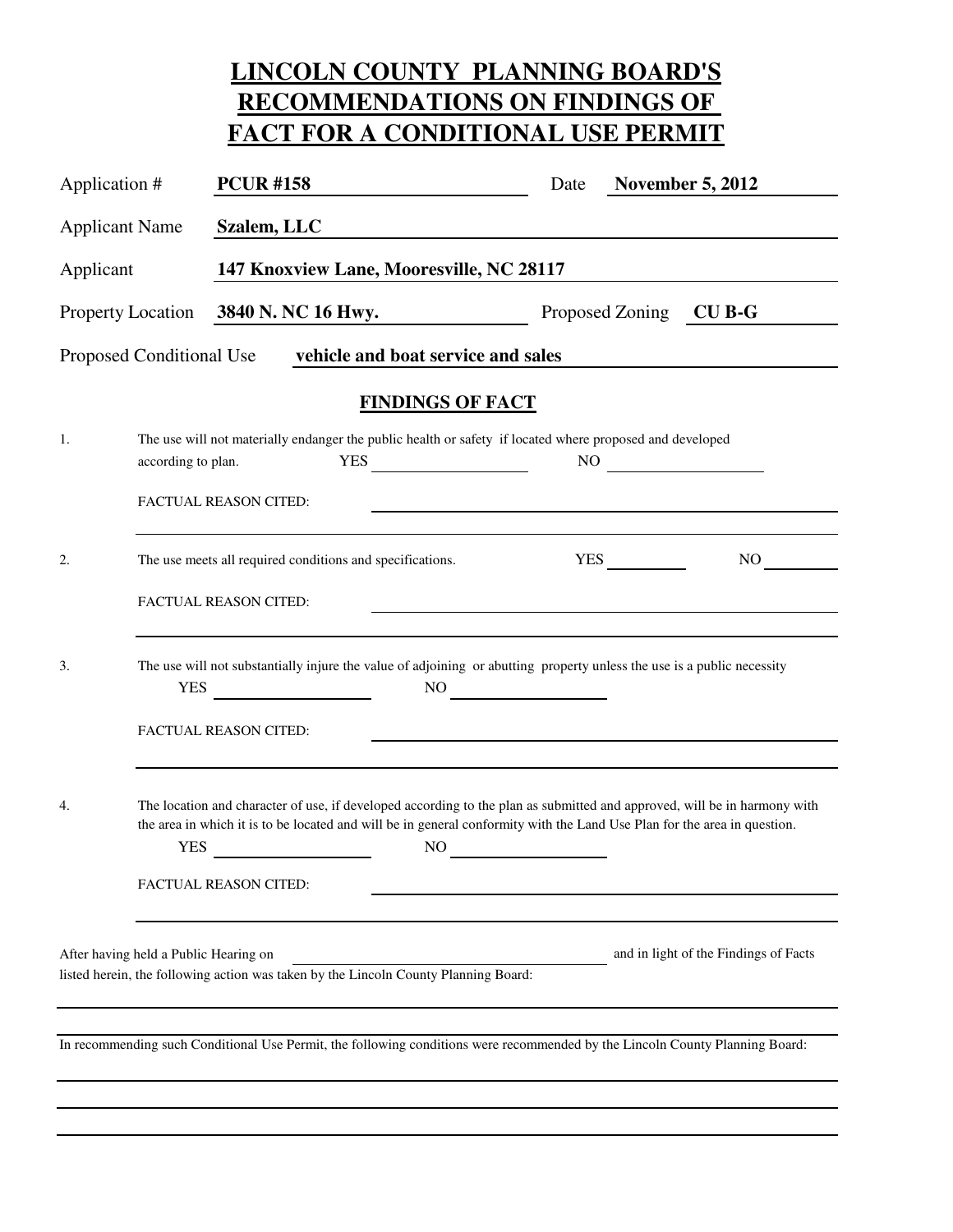# LINCOLN COUNTY PLANNING BOARD'S RECOMMENDATIONS ON FINDINGS OF FACT FOR A CONDITIONAL USE PERMIT

Application # **PCUR #158** Date **November 5, 2012**

Applicant Name **Szalem, LLC**

Applicant **147 Knoxview Lane, Mooresville, NC 28117**

Property Location **3840 N. NC 16 Hwy.** Proposed Zoning **CU B-G**

Proposed Conditional Use **vehicle and boat service and sales**

## FINDINGS OF FACT

1. The use will not materially endanger the public health or safety if located where proposed and developed according to plan. YES ________ NO ________

   FACTUAL REASON CITED: ________________________________

2. The use meets all required conditions and specifications. YES ________ NO ________

   FACTUAL REASON CITED: ________________________________

3. The use will not substantially injure the value of adjoining or abutting property unless the use is a public necessity
   YES ________ NO ________

   FACTUAL REASON CITED: ________________________________

4. The location and character of use, if developed according to the plan as submitted and approved, will be in harmony with the area in which it is to be located and will be in general conformity with the Land Use Plan for the area in question.
   YES ________ NO ________

   FACTUAL REASON CITED: ________________________________

After having held a Public Hearing on ________________ and in light of the Findings of Facts listed herein, the following action was taken by the Lincoln County Planning Board:

________________________________

In recommending such Conditional Use Permit, the following conditions were recommended by the Lincoln County Planning Board:

________________________________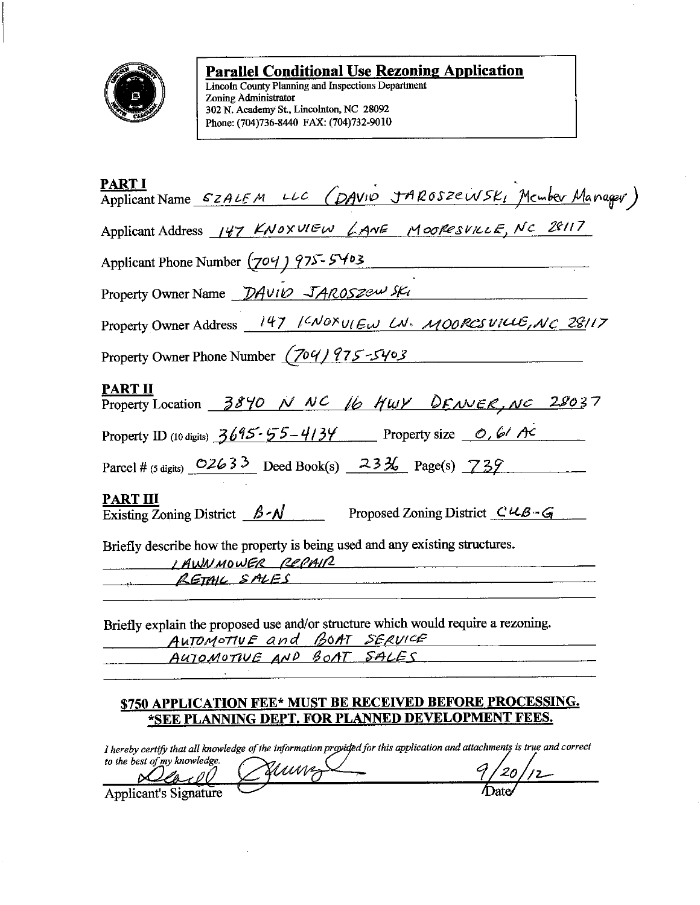# Parallel Conditional Use Rezoning Application

Lincoln County Planning and Inspections Department
Zoning Administrator
302 N. Academy St., Lincolnton, NC 28092
Phone: (704)736-8440 FAX: (704)732-9010

## PART I

Applicant Name SZALEM LLC (DAVID JAROSZEWSKI Member Manager)

Applicant Address 147 KNOXVIEW LANE MOORESVILLE, NC 28117

Applicant Phone Number (704) 975-5403

Property Owner Name DAVID JAROSZEWSKI

Property Owner Address 147 KNOXVIEW LN. MOORESVILLE, NC 28117

Property Owner Phone Number (704) 975-5403

## PART II

Property Location 3840 N NC 16 HWY DENVER, NC 28037

Property ID (10 digits) 3695-55-4134 Property size 0.61 AC

Parcel # (5 digits) 02633 Deed Book(s) 2336 Page(s) 739

## PART III

Existing Zoning District B-N Proposed Zoning District CUB-G

Briefly describe how the property is being used and any existing structures.

LAWNMOWER REPAIR
RETAIL SALES

Briefly explain the proposed use and/or structure which would require a rezoning.

AUTOMOTIVE and BOAT SERVICE
AUTOMOTIVE AND BOAT SALES

**$750 APPLICATION FEE\* MUST BE RECEIVED BEFORE PROCESSING.**
**\*SEE PLANNING DEPT. FOR PLANNED DEVELOPMENT FEES.**

*I hereby certify that all knowledge of the information provided for this application and attachments is true and correct to the best of my knowledge.*

[Signature] 9/20/12

Applicant's Signature Date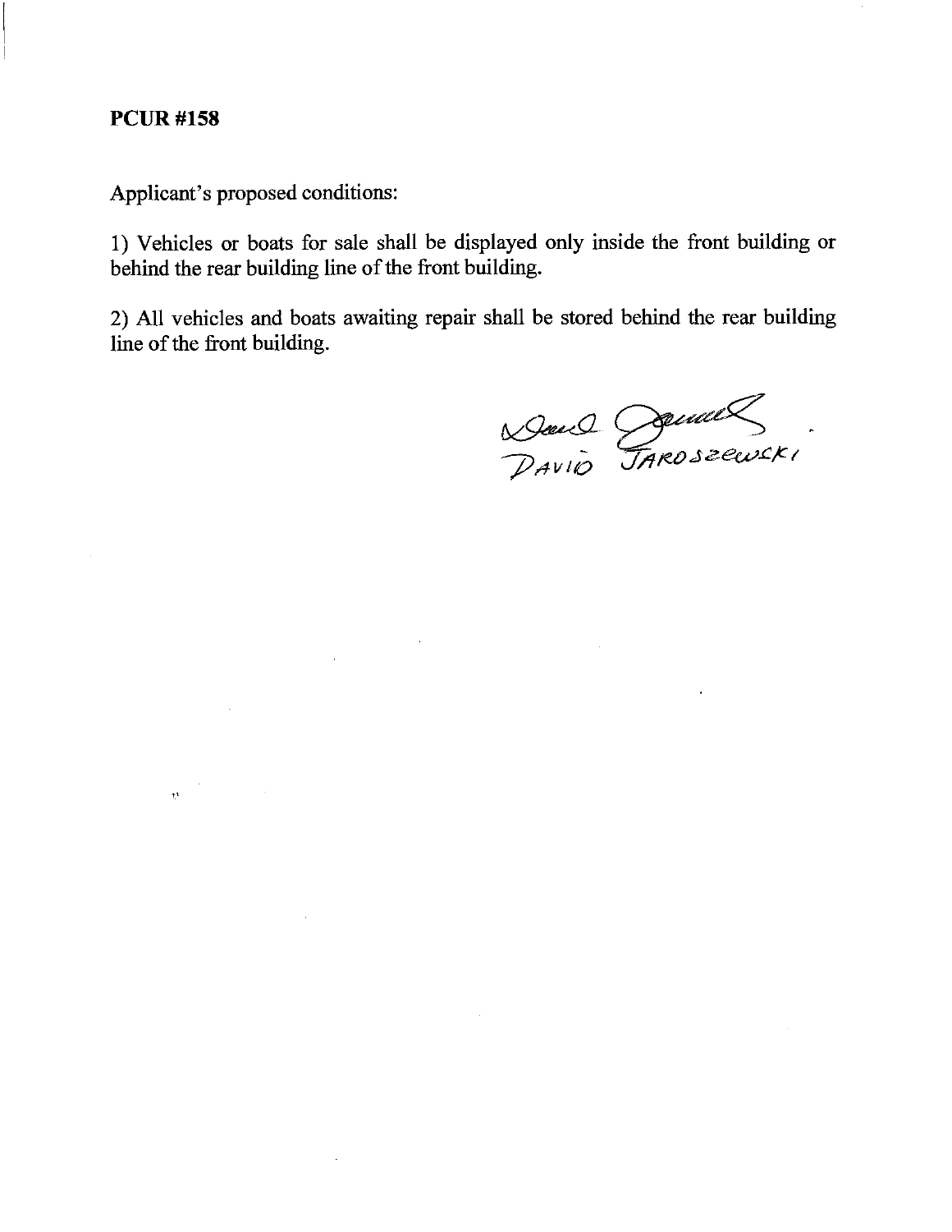**PCUR #158**

Applicant's proposed conditions:

1) Vehicles or boats for sale shall be displayed only inside the front building or behind the rear building line of the front building.

2) All vehicles and boats awaiting repair shall be stored behind the rear building line of the front building.

DAVID JAROSZEWSKI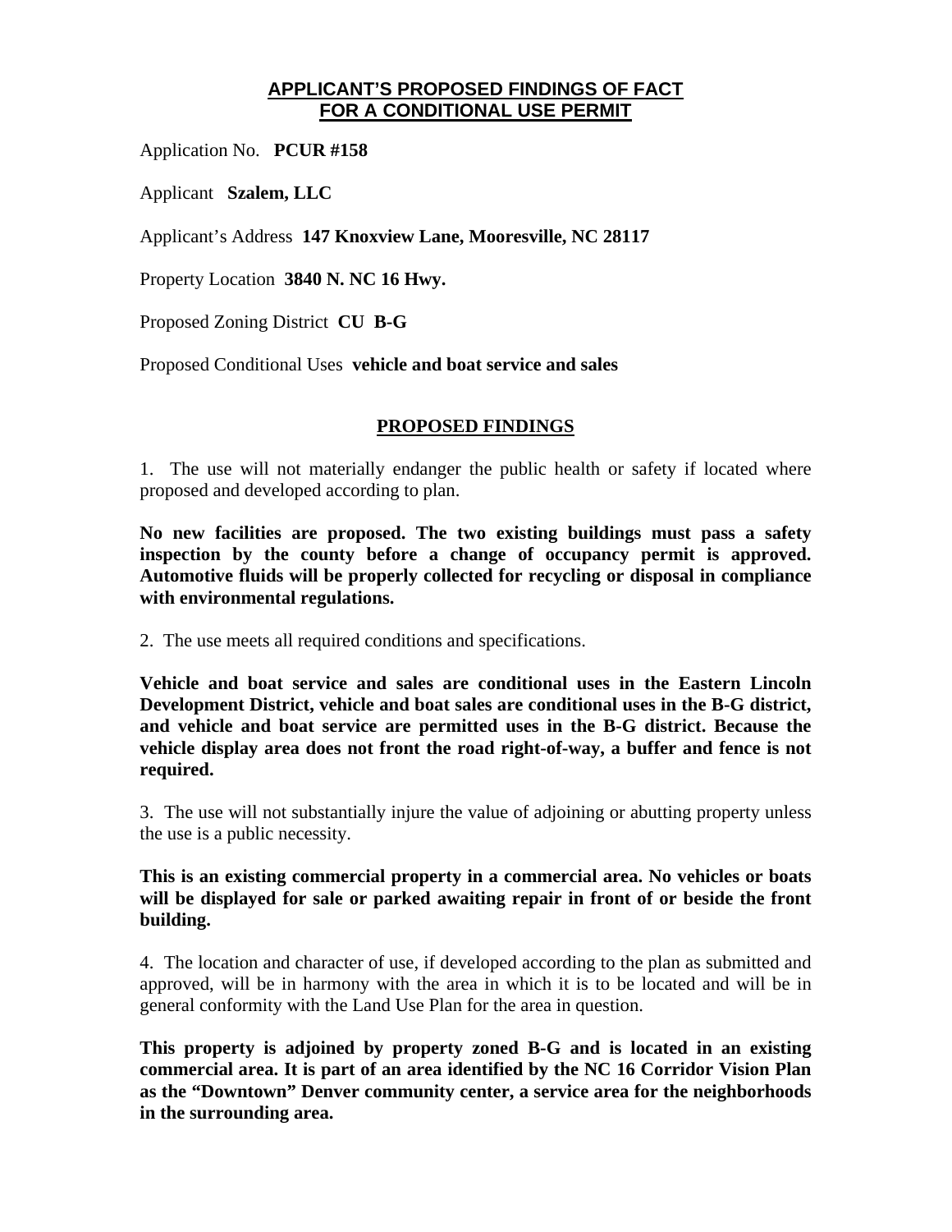# APPLICANT'S PROPOSED FINDINGS OF FACT FOR A CONDITIONAL USE PERMIT

Application No. **PCUR #158**

Applicant **Szalem, LLC**

Applicant's Address **147 Knoxview Lane, Mooresville, NC 28117**

Property Location **3840 N. NC 16 Hwy.**

Proposed Zoning District **CU B-G**

Proposed Conditional Uses **vehicle and boat service and sales**

## PROPOSED FINDINGS

1. The use will not materially endanger the public health or safety if located where proposed and developed according to plan.

**No new facilities are proposed. The two existing buildings must pass a safety inspection by the county before a change of occupancy permit is approved. Automotive fluids will be properly collected for recycling or disposal in compliance with environmental regulations.**

2. The use meets all required conditions and specifications.

**Vehicle and boat service and sales are conditional uses in the Eastern Lincoln Development District, vehicle and boat sales are conditional uses in the B-G district, and vehicle and boat service are permitted uses in the B-G district. Because the vehicle display area does not front the road right-of-way, a buffer and fence is not required.**

3. The use will not substantially injure the value of adjoining or abutting property unless the use is a public necessity.

**This is an existing commercial property in a commercial area. No vehicles or boats will be displayed for sale or parked awaiting repair in front of or beside the front building.**

4. The location and character of use, if developed according to the plan as submitted and approved, will be in harmony with the area in which it is to be located and will be in general conformity with the Land Use Plan for the area in question.

**This property is adjoined by property zoned B-G and is located in an existing commercial area. It is part of an area identified by the NC 16 Corridor Vision Plan as the "Downtown" Denver community center, a service area for the neighborhoods in the surrounding area.**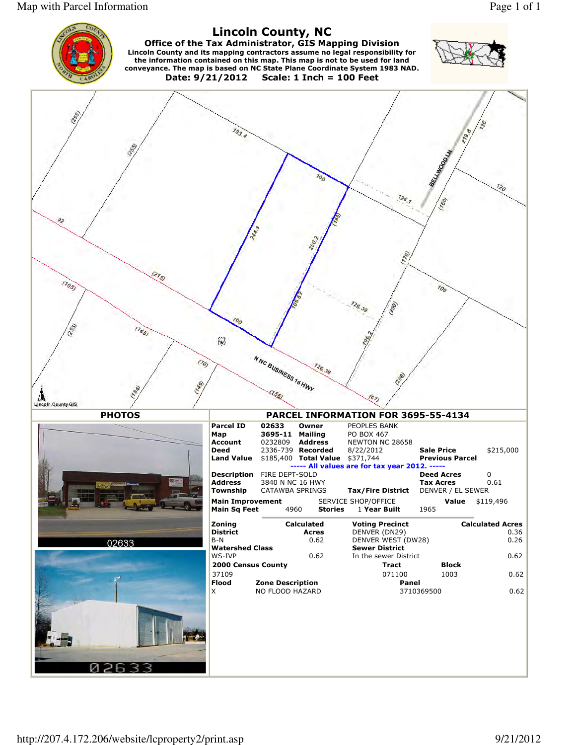# Lincoln County, NC

**Office of the Tax Administrator, GIS Mapping Division**

**Lincoln County and its mapping contractors assume no legal responsibility for the information contained on this map. This map is not to be used for land conveyance. The map is based on NC State Plane Coordinate System 1983 NAD.**

**Date: 9/21/2012 Scale: 1 Inch = 100 Feet**

193.4 100 126.1 BELLWOOD LN 219.8 136 120 (160) 92 244.9 250.2 (165) (170) (215) (105) 126.39 (200) 100 (255) (255) (255) (145) 106.62 100 106.2 (70) N NC BUSINESS 16 HWY 126.39 (208) (184) (149) (156) (61)

Lincoln County GIS

## PHOTOS

02633

02633

## PARCEL INFORMATION FOR 3695-55-4134

| | | | | | |
|---|---|---|---|---|---|
| **Parcel ID** | 02633 | **Owner** | PEOPLES BANK | | |
| **Map** | 3695-11 | **Mailing** | PO BOX 467 | | |
| **Account** | 0232809 | **Address** | NEWTON NC 28658 | | |
| **Deed** | 2336-739 | **Recorded** | 8/22/2012 | **Sale Price** | $215,000 |
| **Land Value** | $185,400 | **Total Value** | $371,744 | **Previous Parcel** | |

----- All values are for tax year 2012. -----

| | | | |
|---|---|---|---|
| **Description** | FIRE DEPT-SOLD | **Deed Acres** | 0 |
| **Address** | 3840 N NC 16 HWY | **Tax Acres** | 0.61 |
| **Township** | CATAWBA SPRINGS **Tax/Fire District** | | DENVER / EL SEWER |

| | | | | | |
|---|---|---|---|---|---|
| **Main Improvement** | | SERVICE SHOP/OFFICE | | **Value** | $119,496 |
| **Main Sq Feet** | 4960 | **Stories** | 1 | **Year Built** | 1965 |

| **Zoning District** | **Calculated Acres** | **Voting Precinct** | **Calculated Acres** |
|---|---|---|---|
| B-N | 0.62 | DENVER (DN29) | 0.36 |
| | | DENVER WEST (DW28) | 0.26 |
| **Watershed Class** | | **Sewer District** | |
| WS-IVP | 0.62 | In the sewer District | 0.62 |

| **2000 Census County** | **Tract** | **Block** | |
|---|---|---|---|
| 37109 | 071100 | 1003 | 0.62 |

| **Flood** | **Zone Description** | **Panel** | |
|---|---|---|---|
| X | NO FLOOD HAZARD | 3710369500 | 0.62 |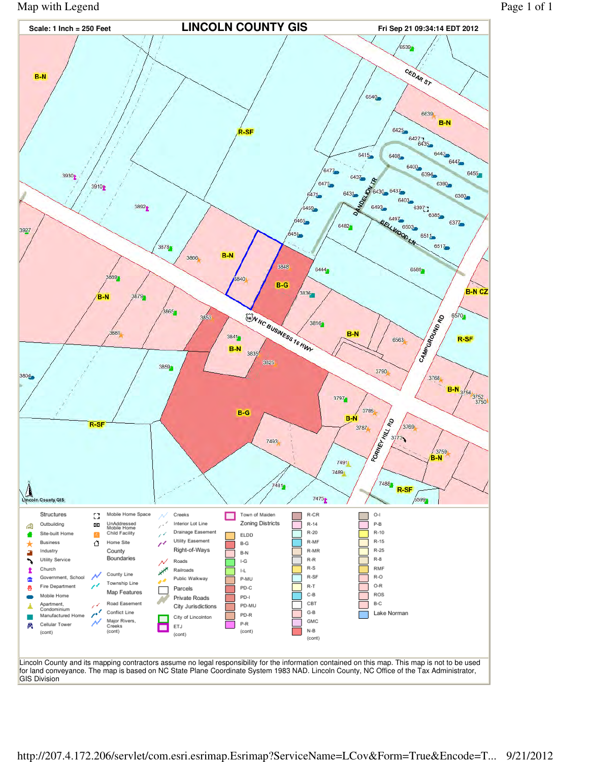# Map with Legend

**Scale: 1 Inch = 250 Feet** | **LINCOLN COUNTY GIS** | **Fri Sep 21 09:34:14 EDT 2012**

B-N, R-SF, B-G, B-N CZ

CEDAR ST, DANDELION TR, BELLWOOD LN, NC BUSINESS 16 HWY, CAMPGROUND RD, FORNEY HILL RD

6530, 6540, 6639, 6425, 6427, 6435, 6443, 6447, 6455, 6415, 6408, 6400, 6394, 6390, 6380, 6477, 6437, 6475, 6430, 6437, 6403, 6471, 6431, 6493, 6397, 6385, 6377, 6459, 6497, 6503, 6465, 6482, 6511, 6451, 6517, 6444, 6589, 6570, 6563, 3930, 3910, 3892, 3927, 3878, 3866, 3848, 3840, 3836, 3889, 3879, 3865, 3853, 3816, 3881, 3841, 3835, 3825, 3859, 3804, 3790, 3768, 3756, 3752, 3750, 3797, 3785, 3787, 3769, 3773, 3759, 7493, 7491, 7489, 7481, 7488, 7475, 5599

Lincoln County GIS

| Structures | | | | Zoning Districts | | |
|---|---|---|---|---|---|---|
| Outbuilding | Mobile Home Space | Creeks | Town of Maiden | R-CR | O-I |
| Site-built Home | UnAddressed Mobile Home | Interior Lot Line | Zoning Districts | R-14 | P-B |
| Business | Child Facility | Drainage Easement | ELDD | R-20 | R-10 |
| Industry | Home Site | Utility Easement | B-G | R-MF | R-15 |
| Utility Service | County Boundaries | Right-of-Ways | B-N | R-MR | R-25 |
| Church | County Line | Roads | I-G | R-R | R-8 |
| Government, School | Township Line | Railroads | I-L | R-S | RMF |
| Fire Department | Map Features | Public Walkway | P-MU | R-SF | R-O |
| Mobile Home | Road Easement | Parcels | PD-C | R-T | O-R |
| Apartment, Condominium | Conflict Line | Private Roads | PD-I | C-B | ROS |
| Manufactured Home | Major Rivers, Creeks | City Jurisdictions | PD-MU | CBT | B-C |
| Cellular Tower | (cont) | City of Lincolnton | PD-R | G-B | Lake Norman |
| (cont) | | ETJ | P-R | GMC | |
| | | (cont) | (cont) | N-B | |
| | | | | (cont) | |

Lincoln County and its mapping contractors assume no legal responsibility for the information contained on this map. This map is not to be used for land conveyance. The map is based on NC State Plane Coordinate System 1983 NAD. Lincoln County, NC Office of the Tax Administrator, GIS Division

http://207.4.172.206/servlet/com.esri.esrimap.Esrimap?ServiceName=LCov&Form=True&Encode=T... 9/21/2012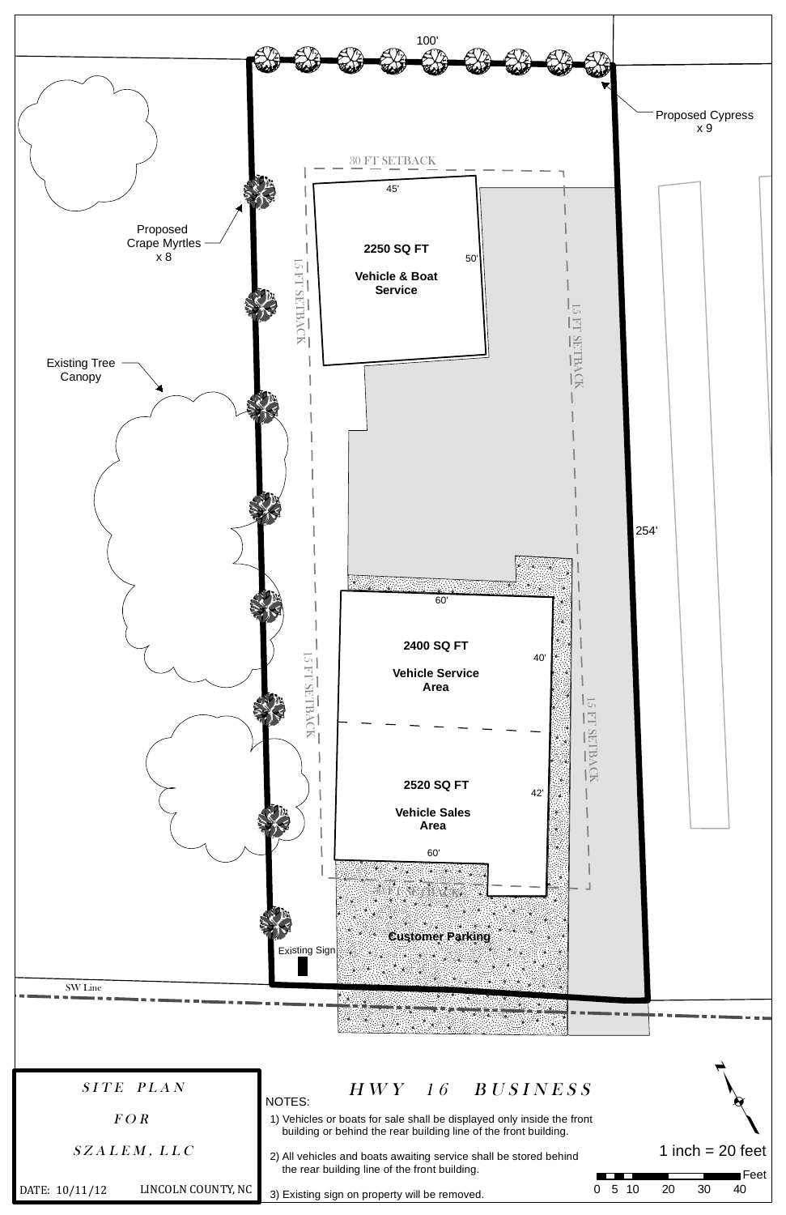100'

Proposed Cypress x 9

30 FT SETBACK

45'

2250 SQ FT

Vehicle & Boat Service

50'

Proposed Crape Myrtles x 8

15 FT SETBACK

15 FT SETBACK

Existing Tree Canopy

254'

60'

2400 SQ FT

Vehicle Service Area

40'

15 FT SETBACK

15 FT SETBACK

2520 SQ FT

Vehicle Sales Area

42'

60'

Customer Parking

Existing Sign

SW Line

HWY 16 BUSINESS

*SITE PLAN*

*FOR*

*SZALEM, LLC*

DATE: 10/11/12

LINCOLN COUNTY, NC

NOTES:

1) Vehicles or boats for sale shall be displayed only inside the front building or behind the rear building line of the front building.

2) All vehicles and boats awaiting service shall be stored behind the rear building line of the front building.

3) Existing sign on property will be removed.

N

1 inch = 20 feet

Feet

0 5 10 20 30 40